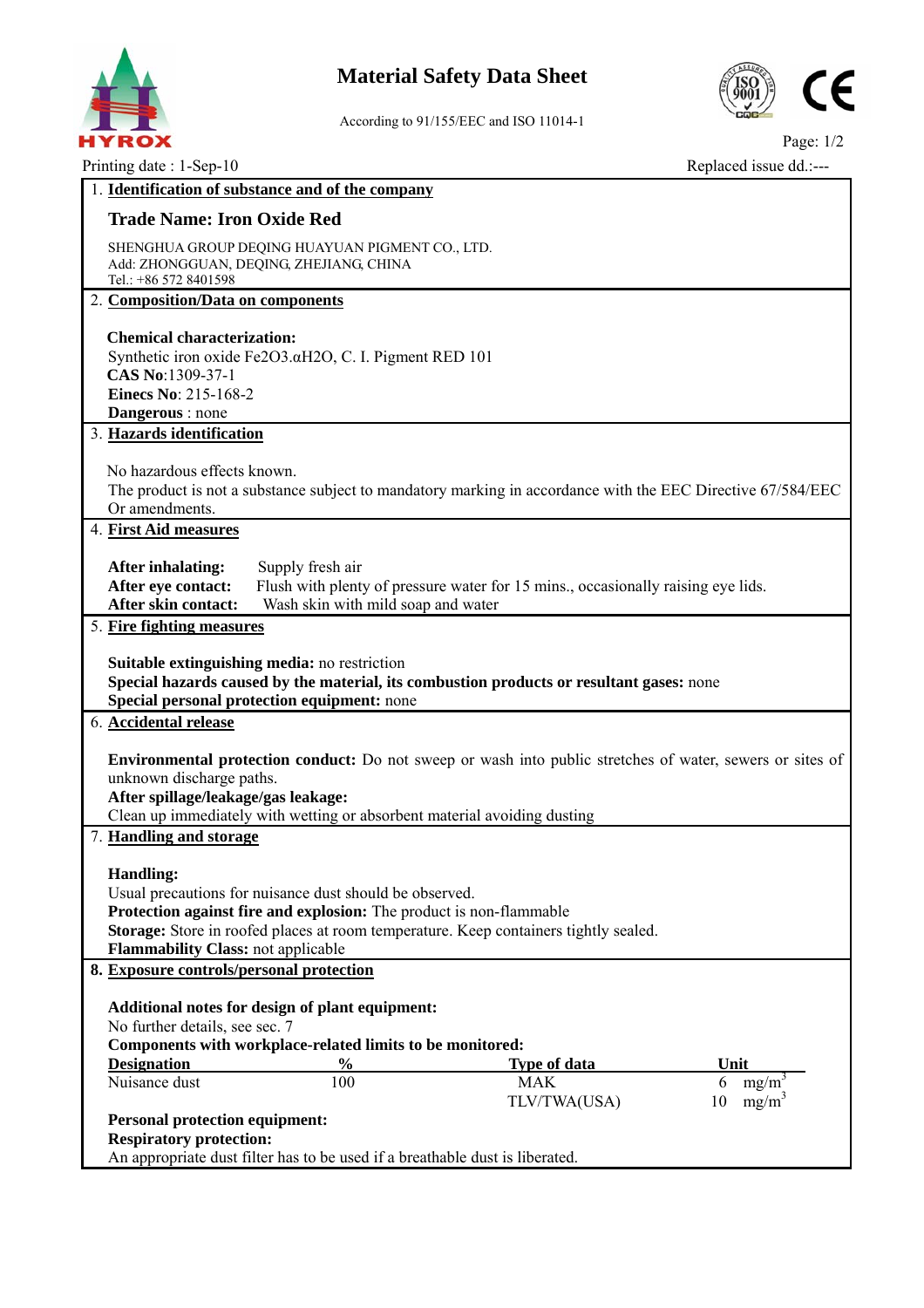# Material Safety Data Sheet

According to 91/155/EEC and ISO 11014-1

Printing date : 1-Sep-10

Replaced issue dd.:---

## 1. Identification of substance and of the company

### Trade Name: Iron Oxide Red

SHENGHUA GROUP DEQING HUAYUAN PIGMENT CO., LTD.
Add: ZHONGGUAN, DEQING, ZHEJIANG, CHINA
Tel.: +86 572 8401598

## 2. Composition/Data on components

**Chemical characterization:**
Synthetic iron oxide $Fe_2O_3.\alpha H_2O$, C. I. Pigment RED 101
**CAS No**:1309-37-1
**Einecs No**: 215-168-2
**Dangerous** : none

## 3. Hazards identification

No hazardous effects known.
The product is not a substance subject to mandatory marking in accordance with the EEC Directive 67/584/EEC Or amendments.

## 4. First Aid measures

**After inhalating:** Supply fresh air
**After eye contact:** Flush with plenty of pressure water for 15 mins., occasionally raising eye lids.
**After skin contact:** Wash skin with mild soap and water

## 5. Fire fighting measures

**Suitable extinguishing media:** no restriction
**Special hazards caused by the material, its combustion products or resultant gases:** none
**Special personal protection equipment:** none

## 6. Accidental release

**Environmental protection conduct:** Do not sweep or wash into public stretches of water, sewers or sites of unknown discharge paths.
**After spillage/leakage/gas leakage:**
Clean up immediately with wetting or absorbent material avoiding dusting

## 7. Handling and storage

**Handling:**
Usual precautions for nuisance dust should be observed.
**Protection against fire and explosion:** The product is non-flammable
**Storage:** Store in roofed places at room temperature. Keep containers tightly sealed.
**Flammability Class:** not applicable

## 8. Exposure controls/personal protection

**Additional notes for design of plant equipment:**
No further details, see sec. 7
**Components with workplace-related limits to be monitored:**

| Designation | % | Type of data | Unit |
|---|---|---|---|
| Nuisance dust | 100 | MAK | 6 $mg/m^3$ |
| | | TLV/TWA(USA) | 10 $mg/m^3$ |

**Personal protection equipment:**
**Respiratory protection:**
An appropriate dust filter has to be used if a breathable dust is liberated.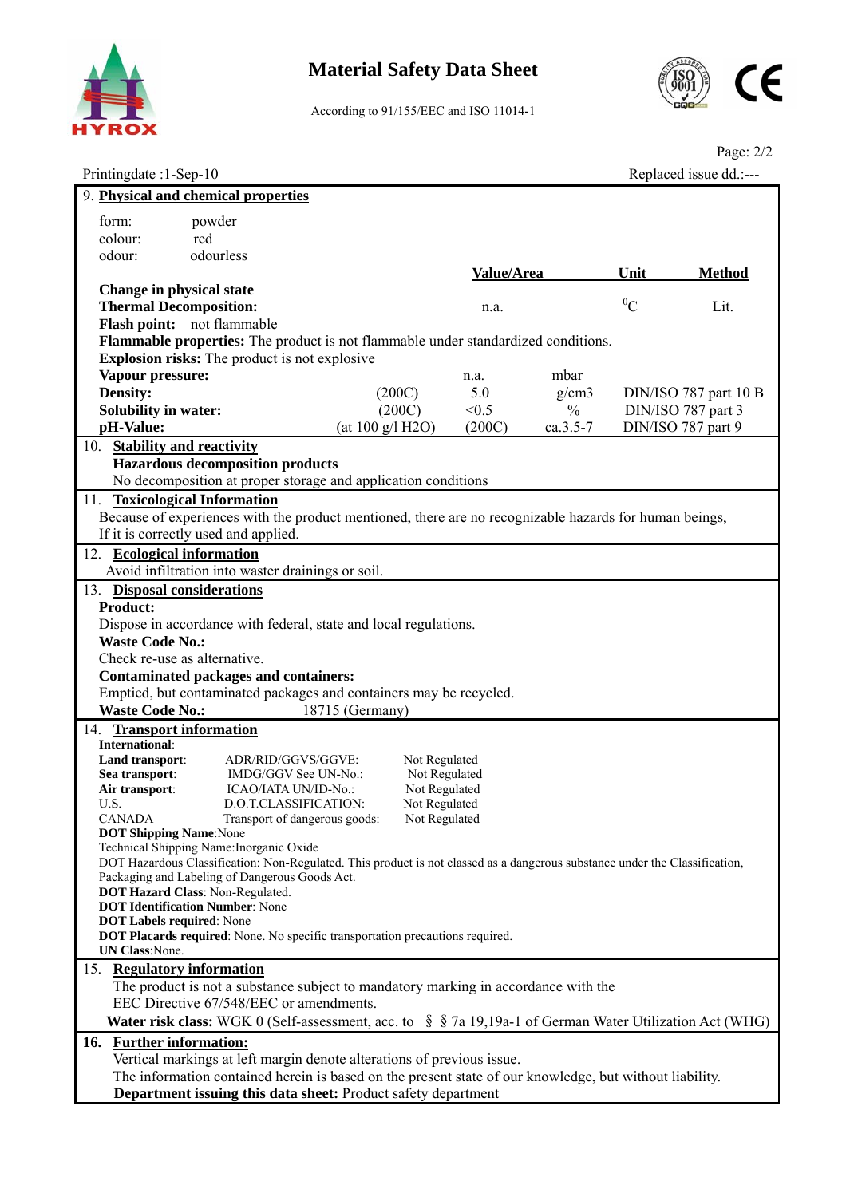# Material Safety Data Sheet

According to 91/155/EEC and ISO 11014-1

Printingdate :1-Sep-10

Replaced issue dd.:---

## 9. Physical and chemical properties

form: powder
colour: red
odour: odourless

| | | Value/Area | | Unit | Method |
|---|---|---|---|---|---|
| **Change in physical state** | | | | | |
| **Thermal Decomposition:** | | n.a. | | $^0C$ | Lit. |

**Flash point:** not flammable

**Flammable properties:** The product is not flammable under standardized conditions.

**Explosion risks:** The product is not explosive

| | | | | |
|---|---|---|---|---|
| **Vapour pressure:** | | n.a. | mbar | |
| **Density:** | (200C) | 5.0 | g/cm3 | DIN/ISO 787 part 10 B |
| **Solubility in water:** | (200C) | <0.5 | % | DIN/ISO 787 part 3 |
| **pH-Value:** | (at 100 g/l H2O) | (200C) | ca.3.5-7 | DIN/ISO 787 part 9 |

## 10. Stability and reactivity

**Hazardous decomposition products**

No decomposition at proper storage and application conditions

## 11. Toxicological Information

Because of experiences with the product mentioned, there are no recognizable hazards for human beings, If it is correctly used and applied.

## 12. Ecological information

Avoid infiltration into waster drainings or soil.

## 13. Disposal considerations

**Product:**

Dispose in accordance with federal, state and local regulations.

**Waste Code No.:**

Check re-use as alternative.

**Contaminated packages and containers:**

Emptied, but contaminated packages and containers may be recycled.

**Waste Code No.:** 18715 (Germany)

## 14. Transport information

**International**:

| | | |
|---|---|---|
| **Land transport**: | ADR/RID/GGVS/GGVE: | Not Regulated |
| **Sea transport**: | IMDG/GGV See UN-No.: | Not Regulated |
| **Air transport**: | ICAO/IATA UN/ID-No.: | Not Regulated |
| U.S. | D.O.T.CLASSIFICATION: | Not Regulated |
| CANADA | Transport of dangerous goods: | Not Regulated |

**DOT Shipping Name**:None

Technical Shipping Name:Inorganic Oxide

DOT Hazardous Classification: Non-Regulated. This product is not classed as a dangerous substance under the Classification, Packaging and Labeling of Dangerous Goods Act.

**DOT Hazard Class**: Non-Regulated.

**DOT Identification Number**: None

**DOT Labels required**: None

**DOT Placards required**: None. No specific transportation precautions required.

**UN Class**:None.

## 15. Regulatory information

The product is not a substance subject to mandatory marking in accordance with the EEC Directive 67/548/EEC or amendments.

**Water risk class:** WGK 0 (Self-assessment, acc. to § § 7a 19,19a-1 of German Water Utilization Act (WHG)

## 16. Further information:

Vertical markings at left margin denote alterations of previous issue.

The information contained herein is based on the present state of our knowledge, but without liability.

**Department issuing this data sheet:** Product safety department